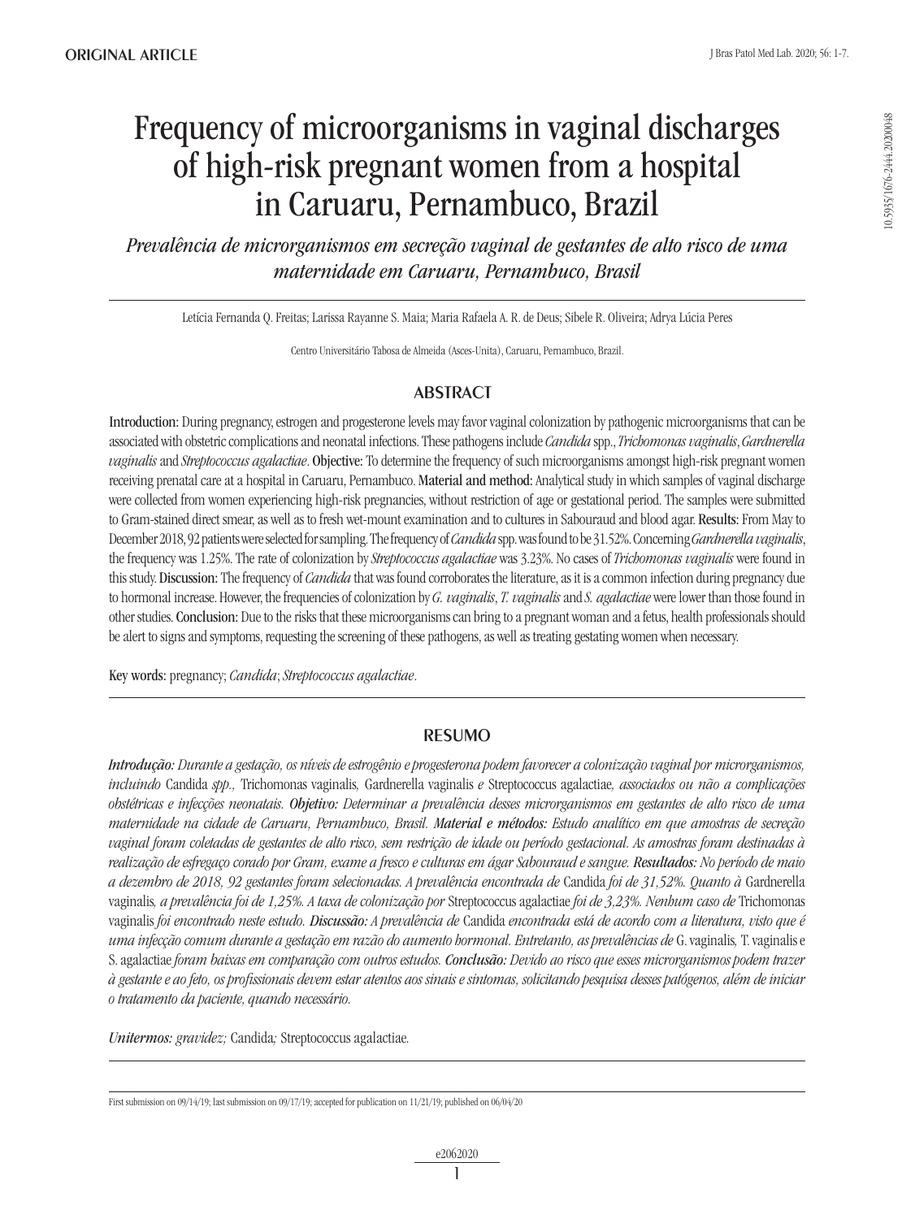ORIGINAL ARTICLE

# Frequency of microorganisms in vaginal discharges of high-risk pregnant women from a hospital in Caruaru, Pernambuco, Brazil

*Prevalência de microrganismos em secreção vaginal de gestantes de alto risco de uma maternidade em Caruaru, Pernambuco, Brasil*

Letícia Fernanda Q. Freitas; Larissa Rayanne S. Maia; Maria Rafaela A. R. de Deus; Sibele R. Oliveira; Adrya Lúcia Peres

Centro Universitário Tabosa de Almeida (Asces-Unita), Caruaru, Pernambuco, Brazil.

## ABSTRACT

**Introduction:** During pregnancy, estrogen and progesterone levels may favor vaginal colonization by pathogenic microorganisms that can be associated with obstetric complications and neonatal infections. These pathogens include *Candida* spp., *Trichomonas vaginalis*, *Gardnerella vaginalis* and *Streptococcus agalactiae*. **Objective:** To determine the frequency of such microorganisms amongst high-risk pregnant women receiving prenatal care at a hospital in Caruaru, Pernambuco. **Material and method:** Analytical study in which samples of vaginal discharge were collected from women experiencing high-risk pregnancies, without restriction of age or gestational period. The samples were submitted to Gram-stained direct smear, as well as to fresh wet-mount examination and to cultures in Sabouraud and blood agar. **Results:** From May to December 2018, 92 patients were selected for sampling. The frequency of *Candida* spp. was found to be 31.52%. Concerning *Gardnerella vaginalis*, the frequency was 1.25%. The rate of colonization by *Streptococcus agalactiae* was 3.23%. No cases of *Trichomonas vaginalis* were found in this study. **Discussion:** The frequency of *Candida* that was found corroborates the literature, as it is a common infection during pregnancy due to hormonal increase. However, the frequencies of colonization by *G. vaginalis*, *T. vaginalis* and *S. agalactiae* were lower than those found in other studies. **Conclusion:** Due to the risks that these microorganisms can bring to a pregnant woman and a fetus, health professionals should be alert to signs and symptoms, requesting the screening of these pathogens, as well as treating gestating women when necessary.

**Key words:** pregnancy; *Candida*; *Streptococcus agalactiae*.

## RESUMO

***Introdução:*** *Durante a gestação, os níveis de estrogênio e progesterona podem favorecer a colonização vaginal por microrganismos, incluindo* Candida *spp.,* Trichomonas vaginalis*,* Gardnerella vaginalis *e* Streptococcus agalactiae*, associados ou não a complicações obstétricas e infecções neonatais.* ***Objetivo:*** *Determinar a prevalência desses microrganismos em gestantes de alto risco de uma maternidade na cidade de Caruaru, Pernambuco, Brasil.* ***Material e métodos:*** *Estudo analítico em que amostras de secreção vaginal foram coletadas de gestantes de alto risco, sem restrição de idade ou período gestacional. As amostras foram destinadas à realização de esfregaço corado por Gram, exame a fresco e culturas em ágar Sabouraud e sangue.* ***Resultados:*** *No período de maio a dezembro de 2018, 92 gestantes foram selecionadas. A prevalência encontrada de* Candida *foi de 31,52%. Quanto à* Gardnerella vaginalis*, a prevalência foi de 1,25%. A taxa de colonização por* Streptococcus agalactiae *foi de 3,23%. Nenhum caso de* Trichomonas vaginalis *foi encontrado neste estudo.* ***Discussão:*** *A prevalência de* Candida *encontrada está de acordo com a literatura, visto que é uma infecção comum durante a gestação em razão do aumento hormonal. Entretanto, as prevalências de* G. vaginalis*,* T. vaginalis *e* S. agalactiae *foram baixas em comparação com outros estudos.* ***Conclusão:*** *Devido ao risco que esses microrganismos podem trazer à gestante e ao feto, os profissionais devem estar atentos aos sinais e sintomas, solicitando pesquisa desses patógenos, além de iniciar o tratamento da paciente, quando necessário.*

***Unitermos:*** *gravidez;* Candida*;* Streptococcus agalactiae*.*

First submission on 09/14/19; last submission on 09/17/19; accepted for publication on 11/21/19; published on 06/04/20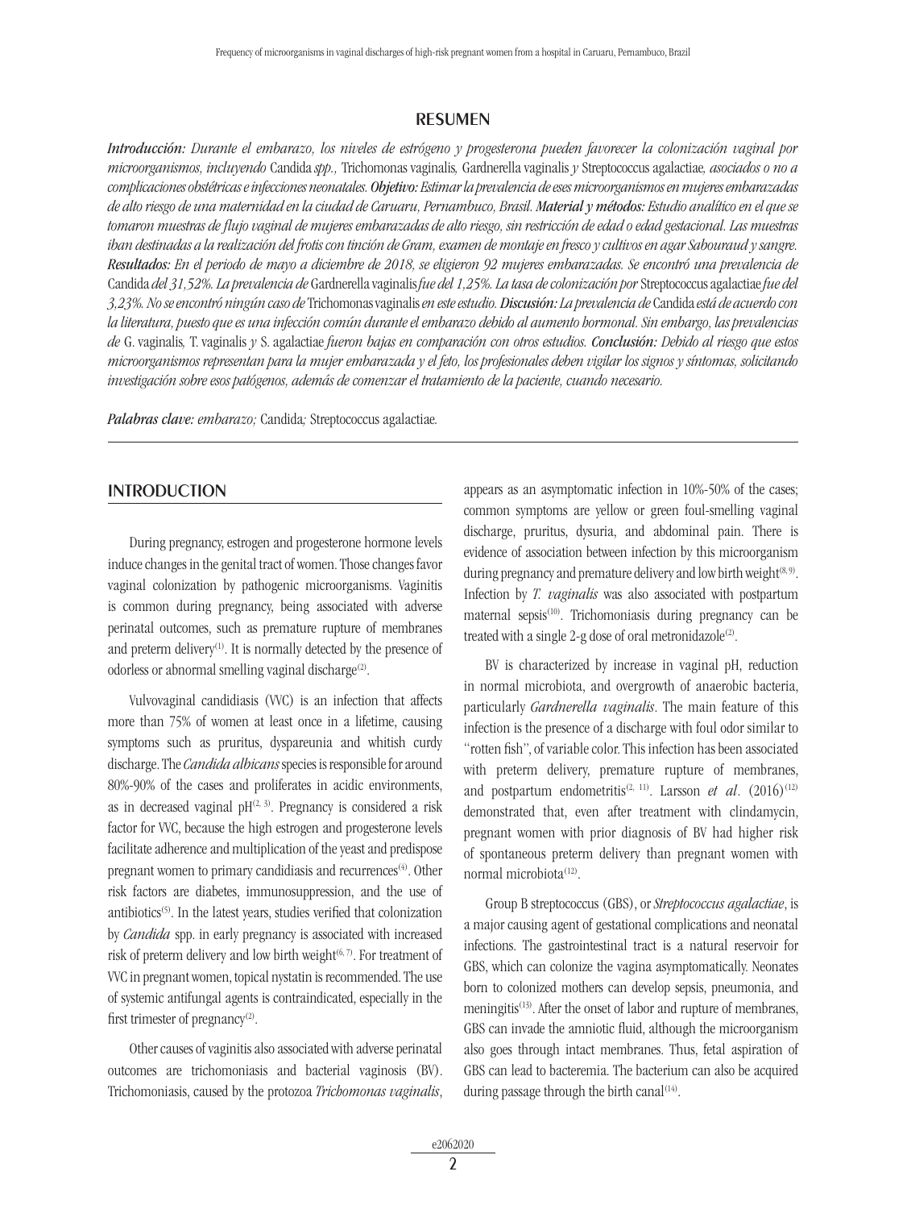## RESUMEN

***Introducción:*** *Durante el embarazo, los niveles de estrógeno y progesterona pueden favorecer la colonización vaginal por microorganismos, incluyendo* Candida *spp.,* Trichomonas vaginalis*,* Gardnerella vaginalis *y* Streptococcus agalactiae*, asociados o no a complicaciones obstétricas e infecciones neonatales.* ***Objetivo:*** *Estimar la prevalencia de eses microorganismos en mujeres embarazadas de alto riesgo de una maternidad en la ciudad de Caruaru, Pernambuco, Brasil.* ***Material y métodos:*** *Estudio analítico en el que se tomaron muestras de flujo vaginal de mujeres embarazadas de alto riesgo, sin restricción de edad o edad gestacional. Las muestras iban destinadas a la realización del frotis con tinción de Gram, examen de montaje en fresco y cultivos en agar Sabouraud y sangre.* ***Resultados:*** *En el periodo de mayo a diciembre de 2018, se eligieron 92 mujeres embarazadas. Se encontró una prevalencia de* Candida *del 31,52%. La prevalencia de* Gardnerella vaginalis *fue del 1,25%. La tasa de colonización por* Streptococcus agalactiae *fue del 3,23%. No se encontró ningún caso de* Trichomonas vaginalis *en este estudio.* ***Discusión:*** *La prevalencia de* Candida *está de acuerdo con la literatura, puesto que es una infección común durante el embarazo debido al aumento hormonal. Sin embargo, las prevalencias de* G. vaginalis*,* T. vaginalis *y* S. agalactiae *fueron bajas en comparación con otros estudios.* ***Conclusión:*** *Debido al riesgo que estos microorganismos representan para la mujer embarazada y el feto, los profesionales deben vigilar los signos y síntomas, solicitando investigación sobre esos patógenos, además de comenzar el tratamiento de la paciente, cuando necesario.*

***Palabras clave:*** *embarazo;* Candida*;* Streptococcus agalactiae*.*

## INTRODUCTION

During pregnancy, estrogen and progesterone hormone levels induce changes in the genital tract of women. Those changes favor vaginal colonization by pathogenic microorganisms. Vaginitis is common during pregnancy, being associated with adverse perinatal outcomes, such as premature rupture of membranes and preterm delivery[1]. It is normally detected by the presence of odorless or abnormal smelling vaginal discharge[2].

Vulvovaginal candidiasis (VVC) is an infection that affects more than 75% of women at least once in a lifetime, causing symptoms such as pruritus, dyspareunia and whitish curdy discharge. The *Candida albicans* species is responsible for around 80%-90% of the cases and proliferates in acidic environments, as in decreased vaginal pH[2, 3]. Pregnancy is considered a risk factor for VVC, because the high estrogen and progesterone levels facilitate adherence and multiplication of the yeast and predispose pregnant women to primary candidiasis and recurrences[4]. Other risk factors are diabetes, immunosuppression, and the use of antibiotics[5]. In the latest years, studies verified that colonization by *Candida* spp. in early pregnancy is associated with increased risk of preterm delivery and low birth weight[6, 7]. For treatment of VVC in pregnant women, topical nystatin is recommended. The use of systemic antifungal agents is contraindicated, especially in the first trimester of pregnancy[2].

Other causes of vaginitis also associated with adverse perinatal outcomes are trichomoniasis and bacterial vaginosis (BV). Trichomoniasis, caused by the protozoa *Trichomonas vaginalis*, appears as an asymptomatic infection in 10%-50% of the cases; common symptoms are yellow or green foul-smelling vaginal discharge, pruritus, dysuria, and abdominal pain. There is evidence of association between infection by this microorganism during pregnancy and premature delivery and low birth weight[8, 9]. Infection by *T. vaginalis* was also associated with postpartum maternal sepsis[10]. Trichomoniasis during pregnancy can be treated with a single 2-g dose of oral metronidazole[2].

BV is characterized by increase in vaginal pH, reduction in normal microbiota, and overgrowth of anaerobic bacteria, particularly *Gardnerella vaginalis*. The main feature of this infection is the presence of a discharge with foul odor similar to "rotten fish", of variable color. This infection has been associated with preterm delivery, premature rupture of membranes, and postpartum endometritis[2, 11]. Larsson *et al*. (2016)[12] demonstrated that, even after treatment with clindamycin, pregnant women with prior diagnosis of BV had higher risk of spontaneous preterm delivery than pregnant women with normal microbiota[12].

Group B streptococcus (GBS), or *Streptococcus agalactiae*, is a major causing agent of gestational complications and neonatal infections. The gastrointestinal tract is a natural reservoir for GBS, which can colonize the vagina asymptomatically. Neonates born to colonized mothers can develop sepsis, pneumonia, and meningitis[13]. After the onset of labor and rupture of membranes, GBS can invade the amniotic fluid, although the microorganism also goes through intact membranes. Thus, fetal aspiration of GBS can lead to bacteremia. The bacterium can also be acquired during passage through the birth canal[14].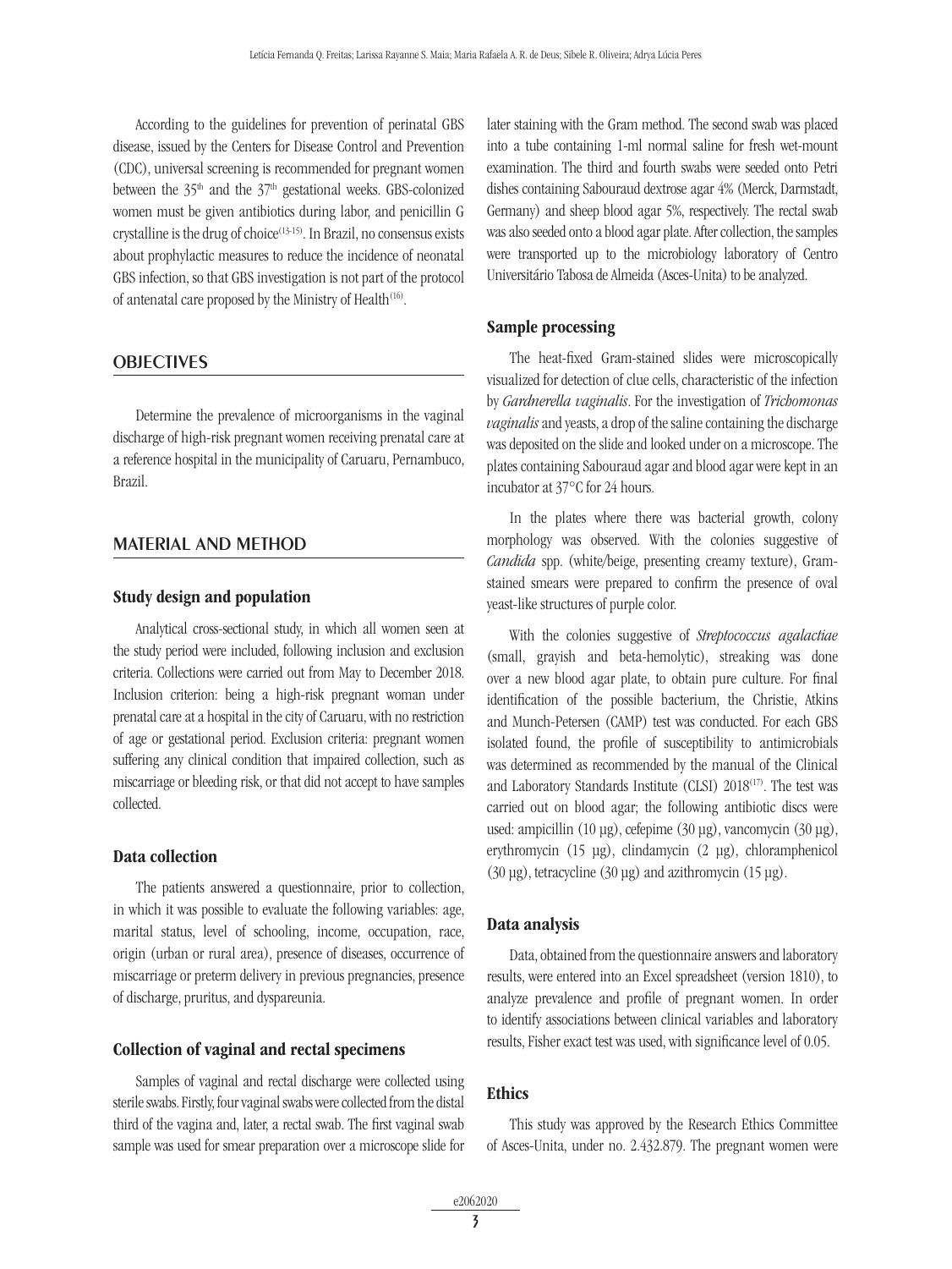According to the guidelines for prevention of perinatal GBS disease, issued by the Centers for Disease Control and Prevention (CDC), universal screening is recommended for pregnant women between the 35th and the 37th gestational weeks. GBS-colonized women must be given antibiotics during labor, and penicillin G crystalline is the drug of choice[13-15]. In Brazil, no consensus exists about prophylactic measures to reduce the incidence of neonatal GBS infection, so that GBS investigation is not part of the protocol of antenatal care proposed by the Ministry of Health[16].

## OBJECTIVES

Determine the prevalence of microorganisms in the vaginal discharge of high-risk pregnant women receiving prenatal care at a reference hospital in the municipality of Caruaru, Pernambuco, Brazil.

## MATERIAL AND METHOD

### Study design and population

Analytical cross-sectional study, in which all women seen at the study period were included, following inclusion and exclusion criteria. Collections were carried out from May to December 2018. Inclusion criterion: being a high-risk pregnant woman under prenatal care at a hospital in the city of Caruaru, with no restriction of age or gestational period. Exclusion criteria: pregnant women suffering any clinical condition that impaired collection, such as miscarriage or bleeding risk, or that did not accept to have samples collected.

### Data collection

The patients answered a questionnaire, prior to collection, in which it was possible to evaluate the following variables: age, marital status, level of schooling, income, occupation, race, origin (urban or rural area), presence of diseases, occurrence of miscarriage or preterm delivery in previous pregnancies, presence of discharge, pruritus, and dyspareunia.

### Collection of vaginal and rectal specimens

Samples of vaginal and rectal discharge were collected using sterile swabs. Firstly, four vaginal swabs were collected from the distal third of the vagina and, later, a rectal swab. The first vaginal swab sample was used for smear preparation over a microscope slide for later staining with the Gram method. The second swab was placed into a tube containing 1-ml normal saline for fresh wet-mount examination. The third and fourth swabs were seeded onto Petri dishes containing Sabouraud dextrose agar 4% (Merck, Darmstadt, Germany) and sheep blood agar 5%, respectively. The rectal swab was also seeded onto a blood agar plate. After collection, the samples were transported up to the microbiology laboratory of Centro Universitário Tabosa de Almeida (Asces-Unita) to be analyzed.

### Sample processing

The heat-fixed Gram-stained slides were microscopically visualized for detection of clue cells, characteristic of the infection by *Gardnerella vaginalis*. For the investigation of *Trichomonas vaginalis* and yeasts, a drop of the saline containing the discharge was deposited on the slide and looked under on a microscope. The plates containing Sabouraud agar and blood agar were kept in an incubator at 37°C for 24 hours.

In the plates where there was bacterial growth, colony morphology was observed. With the colonies suggestive of *Candida* spp. (white/beige, presenting creamy texture), Gram-stained smears were prepared to confirm the presence of oval yeast-like structures of purple color.

With the colonies suggestive of *Streptococcus agalactiae* (small, grayish and beta-hemolytic), streaking was done over a new blood agar plate, to obtain pure culture. For final identification of the possible bacterium, the Christie, Atkins and Munch-Petersen (CAMP) test was conducted. For each GBS isolated found, the profile of susceptibility to antimicrobials was determined as recommended by the manual of the Clinical and Laboratory Standards Institute (CLSI) 2018[17]. The test was carried out on blood agar; the following antibiotic discs were used: ampicillin (10 µg), cefepime (30 µg), vancomycin (30 µg), erythromycin (15 µg), clindamycin (2 µg), chloramphenicol (30 µg), tetracycline (30 µg) and azithromycin (15 µg).

### Data analysis

Data, obtained from the questionnaire answers and laboratory results, were entered into an Excel spreadsheet (version 1810), to analyze prevalence and profile of pregnant women. In order to identify associations between clinical variables and laboratory results, Fisher exact test was used, with significance level of 0.05.

### Ethics

This study was approved by the Research Ethics Committee of Asces-Unita, under no. 2.432.879. The pregnant women were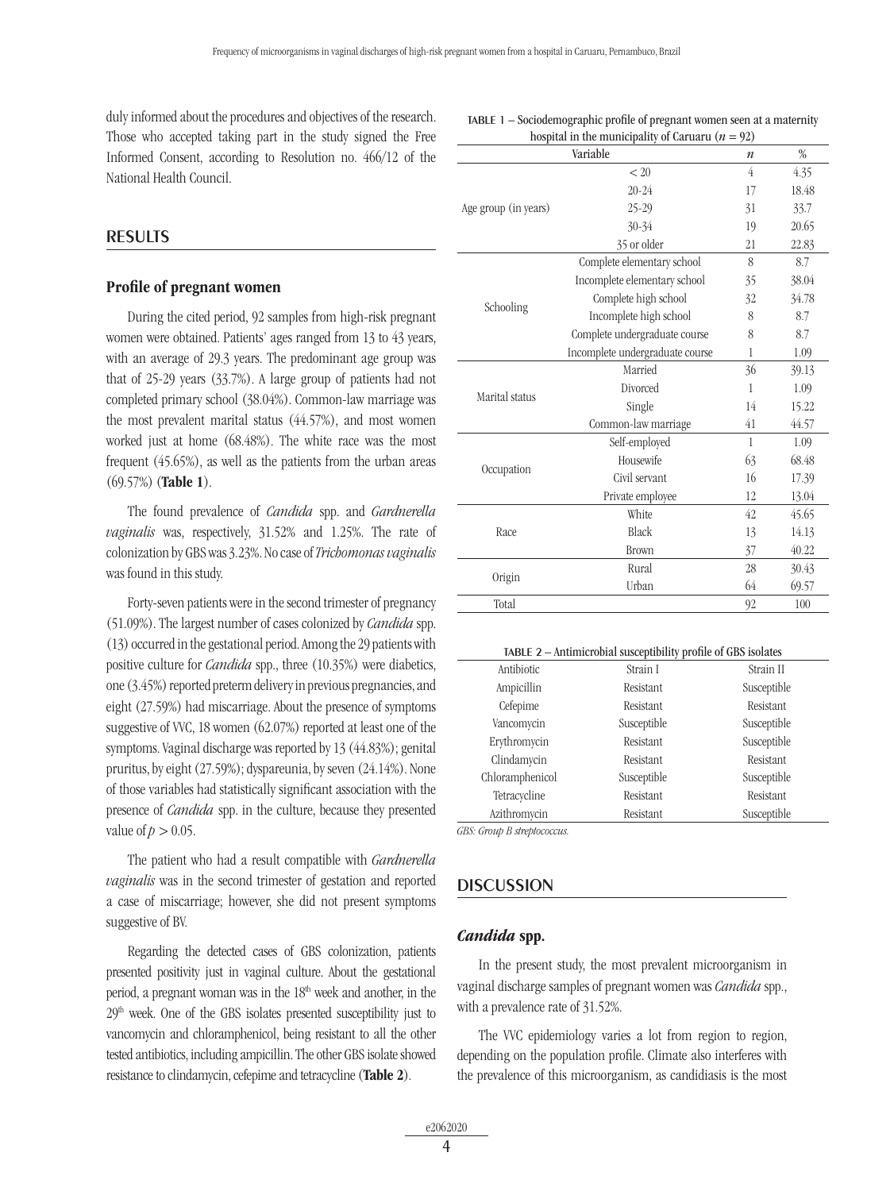duly informed about the procedures and objectives of the research. Those who accepted taking part in the study signed the Free Informed Consent, according to Resolution no. 466/12 of the National Health Council.

## RESULTS

### Profile of pregnant women

During the cited period, 92 samples from high-risk pregnant women were obtained. Patients' ages ranged from 13 to 43 years, with an average of 29.3 years. The predominant age group was that of 25-29 years (33.7%). A large group of patients had not completed primary school (38.04%). Common-law marriage was the most prevalent marital status (44.57%), and most women worked just at home (68.48%). The white race was the most frequent (45.65%), as well as the patients from the urban areas (69.57%) (**Table 1**).

The found prevalence of *Candida* spp. and *Gardnerella vaginalis* was, respectively, 31.52% and 1.25%. The rate of colonization by GBS was 3.23%. No case of *Trichomonas vaginalis* was found in this study.

Forty-seven patients were in the second trimester of pregnancy (51.09%). The largest number of cases colonized by *Candida* spp. (13) occurred in the gestational period. Among the 29 patients with positive culture for *Candida* spp., three (10.35%) were diabetics, one (3.45%) reported preterm delivery in previous pregnancies, and eight (27.59%) had miscarriage. About the presence of symptoms suggestive of VVC, 18 women (62.07%) reported at least one of the symptoms. Vaginal discharge was reported by 13 (44.83%); genital pruritus, by eight (27.59%); dyspareunia, by seven (24.14%). None of those variables had statistically significant association with the presence of *Candida* spp. in the culture, because they presented value of $p > 0.05$.

The patient who had a result compatible with *Gardnerella vaginalis* was in the second trimester of gestation and reported a case of miscarriage; however, she did not present symptoms suggestive of BV.

Regarding the detected cases of GBS colonization, patients presented positivity just in vaginal culture. About the gestational period, a pregnant woman was in the 18th week and another, in the 29th week. One of the GBS isolates presented susceptibility just to vancomycin and chloramphenicol, being resistant to all the other tested antibiotics, including ampicillin. The other GBS isolate showed resistance to clindamycin, cefepime and tetracycline (**Table 2**).

TABLE 1 – Sociodemographic profile of pregnant women seen at a maternity hospital in the municipality of Caruaru ($n = 92$)

| Variable | | *n* | % |
|---|---|---|---|
| Age group (in years) | < 20 | 4 | 4.35 |
| | 20-24 | 17 | 18.48 |
| | 25-29 | 31 | 33.7 |
| | 30-34 | 19 | 20.65 |
| | 35 or older | 21 | 22.83 |
| Schooling | Complete elementary school | 8 | 8.7 |
| | Incomplete elementary school | 35 | 38.04 |
| | Complete high school | 32 | 34.78 |
| | Incomplete high school | 8 | 8.7 |
| | Complete undergraduate course | 8 | 8.7 |
| | Incomplete undergraduate course | 1 | 1.09 |
| Marital status | Married | 36 | 39.13 |
| | Divorced | 1 | 1.09 |
| | Single | 14 | 15.22 |
| | Common-law marriage | 41 | 44.57 |
| Occupation | Self-employed | 1 | 1.09 |
| | Housewife | 63 | 68.48 |
| | Civil servant | 16 | 17.39 |
| | Private employee | 12 | 13.04 |
| Race | White | 42 | 45.65 |
| | Black | 13 | 14.13 |
| | Brown | 37 | 40.22 |
| Origin | Rural | 28 | 30.43 |
| | Urban | 64 | 69.57 |
| Total | | 92 | 100 |

TABLE 2 – Antimicrobial susceptibility profile of GBS isolates

| Antibiotic | Strain I | Strain II |
|---|---|---|
| Ampicillin | Resistant | Susceptible |
| Cefepime | Resistant | Resistant |
| Vancomycin | Susceptible | Susceptible |
| Erythromycin | Resistant | Susceptible |
| Clindamycin | Resistant | Resistant |
| Chloramphenicol | Susceptible | Susceptible |
| Tetracycline | Resistant | Resistant |
| Azithromycin | Resistant | Susceptible |

*GBS: Group B streptococcus.*

## DISCUSSION

### *Candida* spp.

In the present study, the most prevalent microorganism in vaginal discharge samples of pregnant women was *Candida* spp., with a prevalence rate of 31.52%.

The VVC epidemiology varies a lot from region to region, depending on the population profile. Climate also interferes with the prevalence of this microorganism, as candidiasis is the most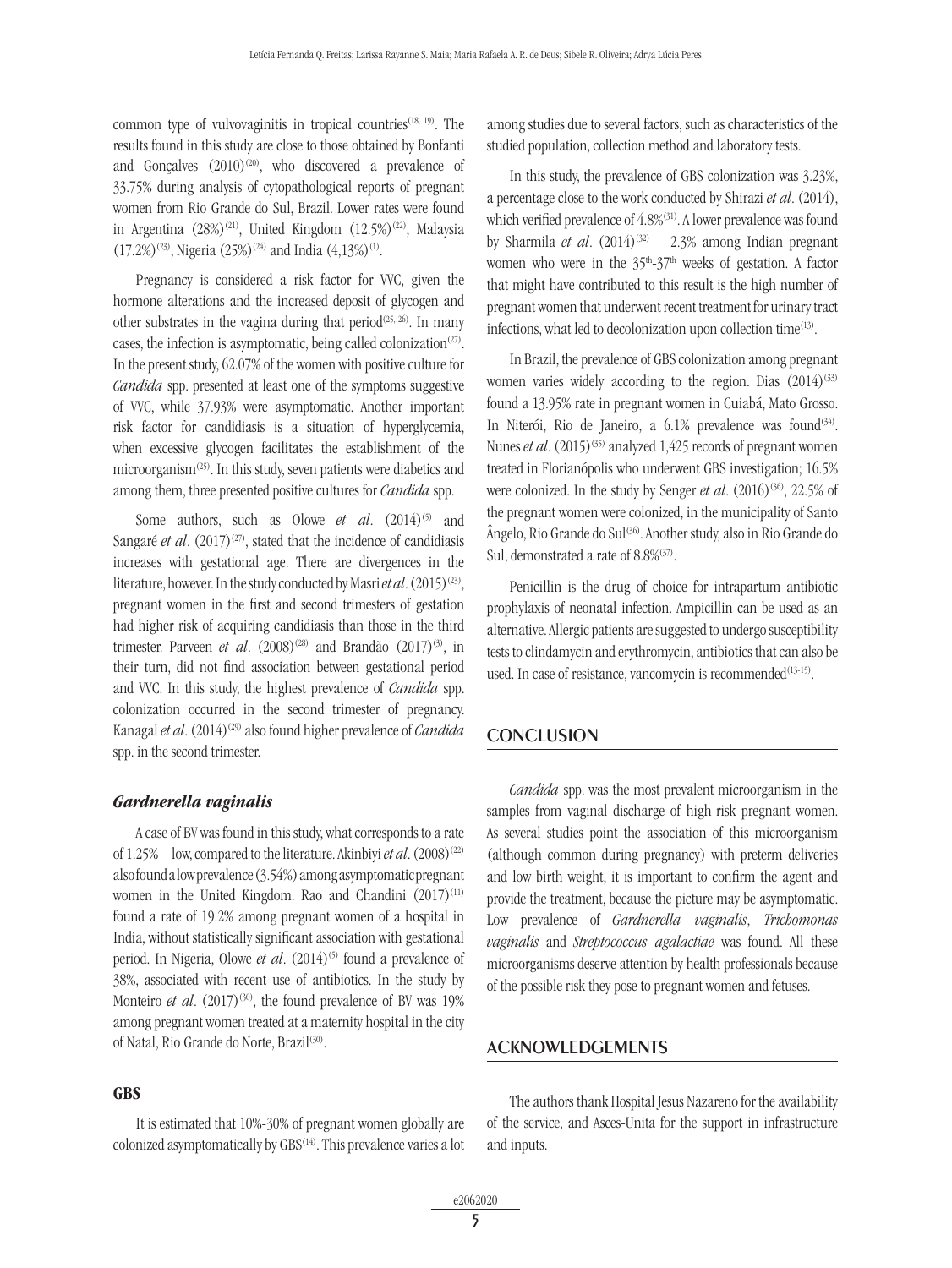common type of vulvovaginitis in tropical countries[18, 19]. The results found in this study are close to those obtained by Bonfanti and Gonçalves (2010)[20], who discovered a prevalence of 33.75% during analysis of cytopathological reports of pregnant women from Rio Grande do Sul, Brazil. Lower rates were found in Argentina (28%)[21], United Kingdom (12.5%)[22], Malaysia (17.2%)[23], Nigeria (25%)[24] and India (4,13%)[1].

Pregnancy is considered a risk factor for VVC, given the hormone alterations and the increased deposit of glycogen and other substrates in the vagina during that period[25, 26]. In many cases, the infection is asymptomatic, being called colonization[27]. In the present study, 62.07% of the women with positive culture for *Candida* spp. presented at least one of the symptoms suggestive of VVC, while 37.93% were asymptomatic. Another important risk factor for candidiasis is a situation of hyperglycemia, when excessive glycogen facilitates the establishment of the microorganism[25]. In this study, seven patients were diabetics and among them, three presented positive cultures for *Candida* spp.

Some authors, such as Olowe *et al*. (2014)[5] and Sangaré *et al*. (2017)[27], stated that the incidence of candidiasis increases with gestational age. There are divergences in the literature, however. In the study conducted by Masri *et al*. (2015)[23], pregnant women in the first and second trimesters of gestation had higher risk of acquiring candidiasis than those in the third trimester. Parveen *et al*. (2008)[28] and Brandão (2017)[3], in their turn, did not find association between gestational period and VVC. In this study, the highest prevalence of *Candida* spp. colonization occurred in the second trimester of pregnancy. Kanagal *et al*. (2014)[29] also found higher prevalence of *Candida* spp. in the second trimester.

### *Gardnerella vaginalis*

A case of BV was found in this study, what corresponds to a rate of 1.25% – low, compared to the literature. Akinbiyi *et al*. (2008)[22] also found a low prevalence (3.54%) among asymptomatic pregnant women in the United Kingdom. Rao and Chandini (2017)[11] found a rate of 19.2% among pregnant women of a hospital in India, without statistically significant association with gestational period. In Nigeria, Olowe *et al*. (2014)[5] found a prevalence of 38%, associated with recent use of antibiotics. In the study by Monteiro *et al*. (2017)[30], the found prevalence of BV was 19% among pregnant women treated at a maternity hospital in the city of Natal, Rio Grande do Norte, Brazil[30].

### GBS

It is estimated that 10%-30% of pregnant women globally are colonized asymptomatically by GBS[14]. This prevalence varies a lot among studies due to several factors, such as characteristics of the studied population, collection method and laboratory tests.

In this study, the prevalence of GBS colonization was 3.23%, a percentage close to the work conducted by Shirazi *et al*. (2014), which verified prevalence of 4.8%[31]. A lower prevalence was found by Sharmila *et al*. (2014)[32] – 2.3% among Indian pregnant women who were in the 35th-37th weeks of gestation. A factor that might have contributed to this result is the high number of pregnant women that underwent recent treatment for urinary tract infections, what led to decolonization upon collection time[13].

In Brazil, the prevalence of GBS colonization among pregnant women varies widely according to the region. Dias (2014)[33] found a 13.95% rate in pregnant women in Cuiabá, Mato Grosso. In Niterói, Rio de Janeiro, a 6.1% prevalence was found[34]. Nunes *et al*. (2015)[35] analyzed 1,425 records of pregnant women treated in Florianópolis who underwent GBS investigation; 16.5% were colonized. In the study by Senger *et al*. (2016)[36], 22.5% of the pregnant women were colonized, in the municipality of Santo Ângelo, Rio Grande do Sul[36]. Another study, also in Rio Grande do Sul, demonstrated a rate of 8.8%[37].

Penicillin is the drug of choice for intrapartum antibiotic prophylaxis of neonatal infection. Ampicillin can be used as an alternative. Allergic patients are suggested to undergo susceptibility tests to clindamycin and erythromycin, antibiotics that can also be used. In case of resistance, vancomycin is recommended[13-15].

## CONCLUSION

*Candida* spp. was the most prevalent microorganism in the samples from vaginal discharge of high-risk pregnant women. As several studies point the association of this microorganism (although common during pregnancy) with preterm deliveries and low birth weight, it is important to confirm the agent and provide the treatment, because the picture may be asymptomatic. Low prevalence of *Gardnerella vaginalis*, *Trichomonas vaginalis* and *Streptococcus agalactiae* was found. All these microorganisms deserve attention by health professionals because of the possible risk they pose to pregnant women and fetuses.

## ACKNOWLEDGEMENTS

The authors thank Hospital Jesus Nazareno for the availability of the service, and Asces-Unita for the support in infrastructure and inputs.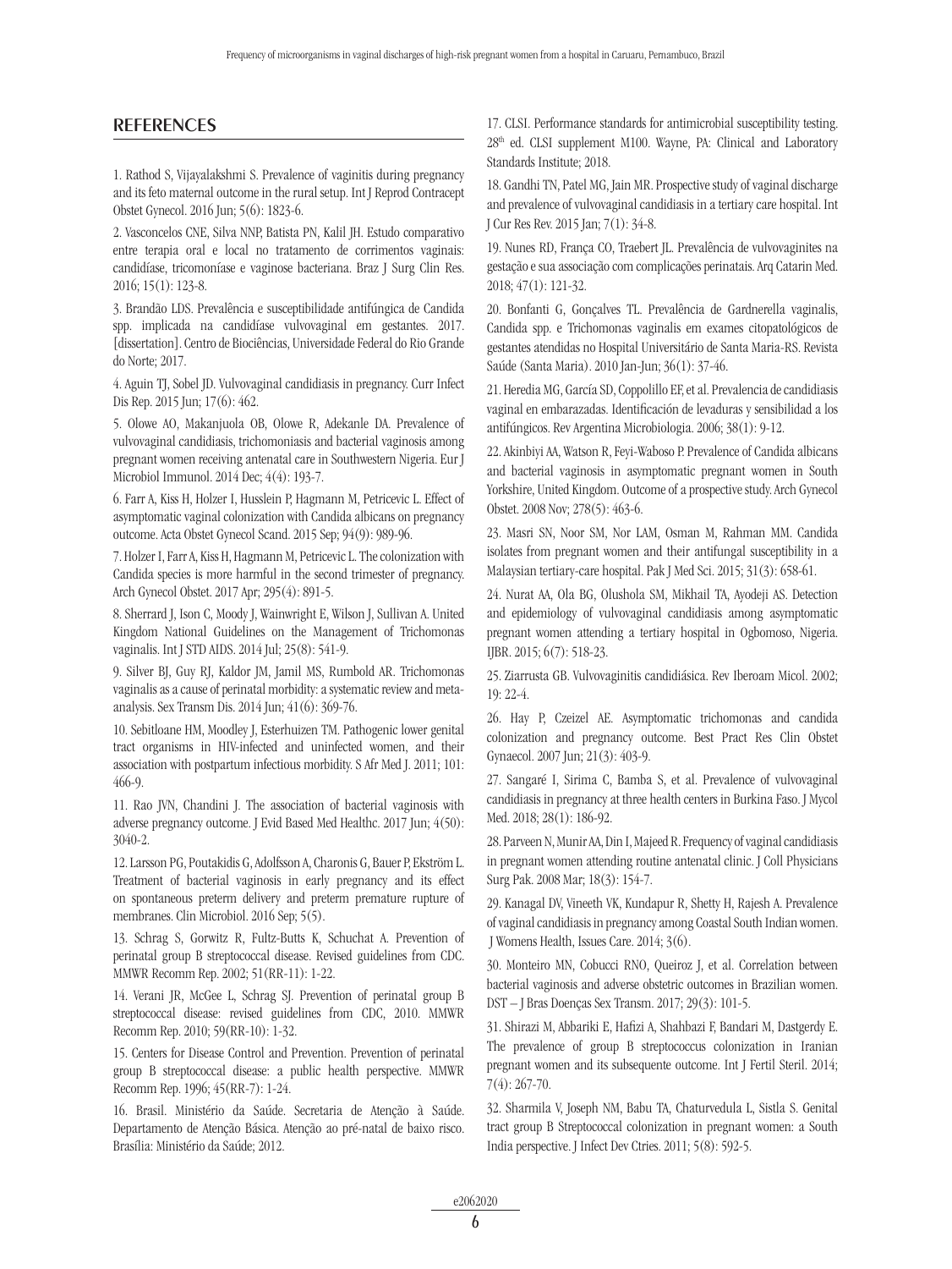## REFERENCES

1. Rathod S, Vijayalakshmi S. Prevalence of vaginitis during pregnancy and its feto maternal outcome in the rural setup. Int J Reprod Contracept Obstet Gynecol. 2016 Jun; 5(6): 1823-6.

2. Vasconcelos CNE, Silva NNP, Batista PN, Kalil JH. Estudo comparativo entre terapia oral e local no tratamento de corrimentos vaginais: candidíase, tricomoníase e vaginose bacteriana. Braz J Surg Clin Res. 2016; 15(1): 123-8.

3. Brandão LDS. Prevalência e susceptibilidade antifúngica de Candida spp. implicada na candidíase vulvovaginal em gestantes. 2017. [dissertation]. Centro de Biociências, Universidade Federal do Rio Grande do Norte; 2017.

4. Aguin TJ, Sobel JD. Vulvovaginal candidiasis in pregnancy. Curr Infect Dis Rep. 2015 Jun; 17(6): 462.

5. Olowe AO, Makanjuola OB, Olowe R, Adekanle DA. Prevalence of vulvovaginal candidiasis, trichomoniasis and bacterial vaginosis among pregnant women receiving antenatal care in Southwestern Nigeria. Eur J Microbiol Immunol. 2014 Dec; 4(4): 193-7.

6. Farr A, Kiss H, Holzer I, Husslein P, Hagmann M, Petricevic L. Effect of asymptomatic vaginal colonization with Candida albicans on pregnancy outcome. Acta Obstet Gynecol Scand. 2015 Sep; 94(9): 989-96.

7. Holzer I, Farr A, Kiss H, Hagmann M, Petricevic L. The colonization with Candida species is more harmful in the second trimester of pregnancy. Arch Gynecol Obstet. 2017 Apr; 295(4): 891-5.

8. Sherrard J, Ison C, Moody J, Wainwright E, Wilson J, Sullivan A. United Kingdom National Guidelines on the Management of Trichomonas vaginalis. Int J STD AIDS. 2014 Jul; 25(8): 541-9.

9. Silver BJ, Guy RJ, Kaldor JM, Jamil MS, Rumbold AR. Trichomonas vaginalis as a cause of perinatal morbidity: a systematic review and meta-analysis. Sex Transm Dis. 2014 Jun; 41(6): 369-76.

10. Sebitloane HM, Moodley J, Esterhuizen TM. Pathogenic lower genital tract organisms in HIV-infected and uninfected women, and their association with postpartum infectious morbidity. S Afr Med J. 2011; 101: 466-9.

11. Rao JVN, Chandini J. The association of bacterial vaginosis with adverse pregnancy outcome. J Evid Based Med Healthc. 2017 Jun; 4(50): 3040-2.

12. Larsson PG, Poutakidis G, Adolfsson A, Charonis G, Bauer P, Ekström L. Treatment of bacterial vaginosis in early pregnancy and its effect on spontaneous preterm delivery and preterm premature rupture of membranes. Clin Microbiol. 2016 Sep; 5(5).

13. Schrag S, Gorwitz R, Fultz-Butts K, Schuchat A. Prevention of perinatal group B streptococcal disease. Revised guidelines from CDC. MMWR Recomm Rep. 2002; 51(RR-11): 1-22.

14. Verani JR, McGee L, Schrag SJ. Prevention of perinatal group B streptococcal disease: revised guidelines from CDC, 2010. MMWR Recomm Rep. 2010; 59(RR-10): 1-32.

15. Centers for Disease Control and Prevention. Prevention of perinatal group B streptococcal disease: a public health perspective. MMWR Recomm Rep. 1996; 45(RR-7): 1-24.

16. Brasil. Ministério da Saúde. Secretaria de Atenção à Saúde. Departamento de Atenção Básica. Atenção ao pré-natal de baixo risco. Brasília: Ministério da Saúde; 2012.

17. CLSI. Performance standards for antimicrobial susceptibility testing. 28th ed. CLSI supplement M100. Wayne, PA: Clinical and Laboratory Standards Institute; 2018.

18. Gandhi TN, Patel MG, Jain MR. Prospective study of vaginal discharge and prevalence of vulvovaginal candidiasis in a tertiary care hospital. Int J Cur Res Rev. 2015 Jan; 7(1): 34-8.

19. Nunes RD, França CO, Traebert JL. Prevalência de vulvovaginites na gestação e sua associação com complicações perinatais. Arq Catarin Med. 2018; 47(1): 121-32.

20. Bonfanti G, Gonçalves TL. Prevalência de Gardnerella vaginalis, Candida spp. e Trichomonas vaginalis em exames citopatológicos de gestantes atendidas no Hospital Universitário de Santa Maria-RS. Revista Saúde (Santa Maria). 2010 Jan-Jun; 36(1): 37-46.

21. Heredia MG, García SD, Coppolillo EF, et al. Prevalencia de candidiasis vaginal en embarazadas. Identificación de levaduras y sensibilidad a los antifúngicos. Rev Argentina Microbiologia. 2006; 38(1): 9-12.

22. Akinbiyi AA, Watson R, Feyi-Waboso P. Prevalence of Candida albicans and bacterial vaginosis in asymptomatic pregnant women in South Yorkshire, United Kingdom. Outcome of a prospective study. Arch Gynecol Obstet. 2008 Nov; 278(5): 463-6.

23. Masri SN, Noor SM, Nor LAM, Osman M, Rahman MM. Candida isolates from pregnant women and their antifungal susceptibility in a Malaysian tertiary-care hospital. Pak J Med Sci. 2015; 31(3): 658-61.

24. Nurat AA, Ola BG, Olushola SM, Mikhail TA, Ayodeji AS. Detection and epidemiology of vulvovaginal candidiasis among asymptomatic pregnant women attending a tertiary hospital in Ogbomoso, Nigeria. IJBR. 2015; 6(7): 518-23.

25. Ziarrusta GB. Vulvovaginitis candidiásica. Rev Iberoam Micol. 2002; 19: 22-4.

26. Hay P, Czeizel AE. Asymptomatic trichomonas and candida colonization and pregnancy outcome. Best Pract Res Clin Obstet Gynaecol. 2007 Jun; 21(3): 403-9.

27. Sangaré I, Sirima C, Bamba S, et al. Prevalence of vulvovaginal candidiasis in pregnancy at three health centers in Burkina Faso. J Mycol Med. 2018; 28(1): 186-92.

28. Parveen N, Munir AA, Din I, Majeed R. Frequency of vaginal candidiasis in pregnant women attending routine antenatal clinic. J Coll Physicians Surg Pak. 2008 Mar; 18(3): 154-7.

29. Kanagal DV, Vineeth VK, Kundapur R, Shetty H, Rajesh A. Prevalence of vaginal candidiasis in pregnancy among Coastal South Indian women. J Womens Health, Issues Care. 2014; 3(6).

30. Monteiro MN, Cobucci RNO, Queiroz J, et al. Correlation between bacterial vaginosis and adverse obstetric outcomes in Brazilian women. DST – J Bras Doenças Sex Transm. 2017; 29(3): 101-5.

31. Shirazi M, Abbariki E, Hafizi A, Shahbazi F, Bandari M, Dastgerdy E. The prevalence of group B streptococcus colonization in Iranian pregnant women and its subsequente outcome. Int J Fertil Steril. 2014; 7(4): 267-70.

32. Sharmila V, Joseph NM, Babu TA, Chaturvedula L, Sistla S. Genital tract group B Streptococcal colonization in pregnant women: a South India perspective. J Infect Dev Ctries. 2011; 5(8): 592-5.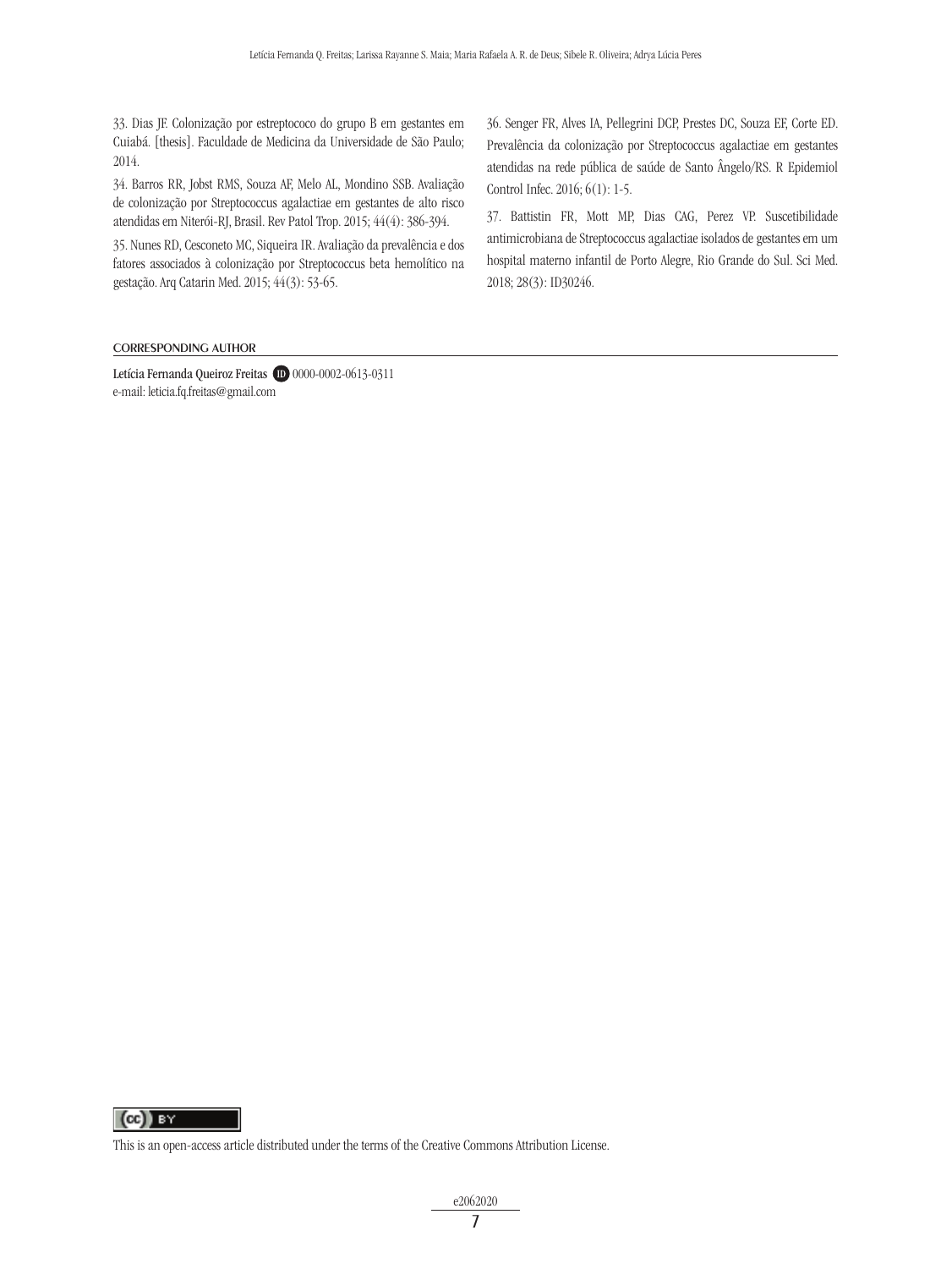33. Dias JF. Colonização por estreptococo do grupo B em gestantes em Cuiabá. [thesis]. Faculdade de Medicina da Universidade de São Paulo; 2014.

34. Barros RR, Jobst RMS, Souza AF, Melo AL, Mondino SSB. Avaliação de colonização por Streptococcus agalactiae em gestantes de alto risco atendidas em Niterói-RJ, Brasil. Rev Patol Trop. 2015; 44(4): 386-394.

35. Nunes RD, Cesconeto MC, Siqueira IR. Avaliação da prevalência e dos fatores associados à colonização por Streptococcus beta hemolítico na gestação. Arq Catarin Med. 2015; 44(3): 53-65.

36. Senger FR, Alves IA, Pellegrini DCP, Prestes DC, Souza EF, Corte ED. Prevalência da colonização por Streptococcus agalactiae em gestantes atendidas na rede pública de saúde de Santo Ângelo/RS. R Epidemiol Control Infec. 2016; 6(1): 1-5.

37. Battistin FR, Mott MP, Dias CAG, Perez VP. Suscetibilidade antimicrobiana de Streptococcus agalactiae isolados de gestantes em um hospital materno infantil de Porto Alegre, Rio Grande do Sul. Sci Med. 2018; 28(3): ID30246.

## CORRESPONDING AUTHOR

**Letícia Fernanda Queiroz Freitas** 0000-0002-0613-0311
e-mail: leticia.fq.freitas@gmail.com

This is an open-access article distributed under the terms of the Creative Commons Attribution License.